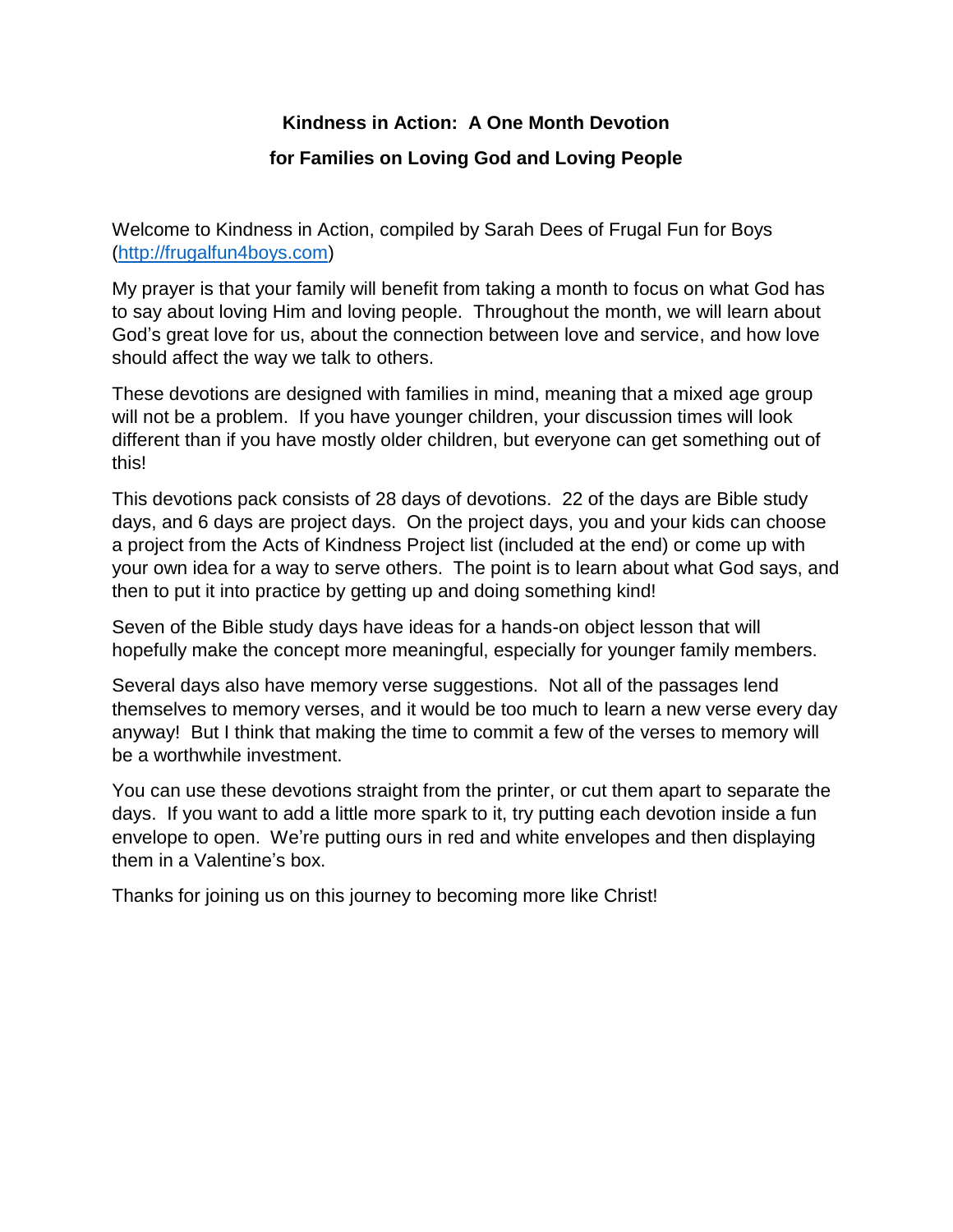# Kindness in Action: A One Month Devotion for Families on Loving God and Loving People

Welcome to Kindness in Action, compiled by Sarah Dees of Frugal Fun for Boys (http://frugalfun4boys.com)

My prayer is that your family will benefit from taking a month to focus on what God has to say about loving Him and loving people. Throughout the month, we will learn about God's great love for us, about the connection between love and service, and how love should affect the way we talk to others.

These devotions are designed with families in mind, meaning that a mixed age group will not be a problem. If you have younger children, your discussion times will look different than if you have mostly older children, but everyone can get something out of this!

This devotions pack consists of 28 days of devotions. 22 of the days are Bible study days, and 6 days are project days. On the project days, you and your kids can choose a project from the Acts of Kindness Project list (included at the end) or come up with your own idea for a way to serve others. The point is to learn about what God says, and then to put it into practice by getting up and doing something kind!

Seven of the Bible study days have ideas for a hands-on object lesson that will hopefully make the concept more meaningful, especially for younger family members.

Several days also have memory verse suggestions. Not all of the passages lend themselves to memory verses, and it would be too much to learn a new verse every day anyway! But I think that making the time to commit a few of the verses to memory will be a worthwhile investment.

You can use these devotions straight from the printer, or cut them apart to separate the days. If you want to add a little more spark to it, try putting each devotion inside a fun envelope to open. We're putting ours in red and white envelopes and then displaying them in a Valentine's box.

Thanks for joining us on this journey to becoming more like Christ!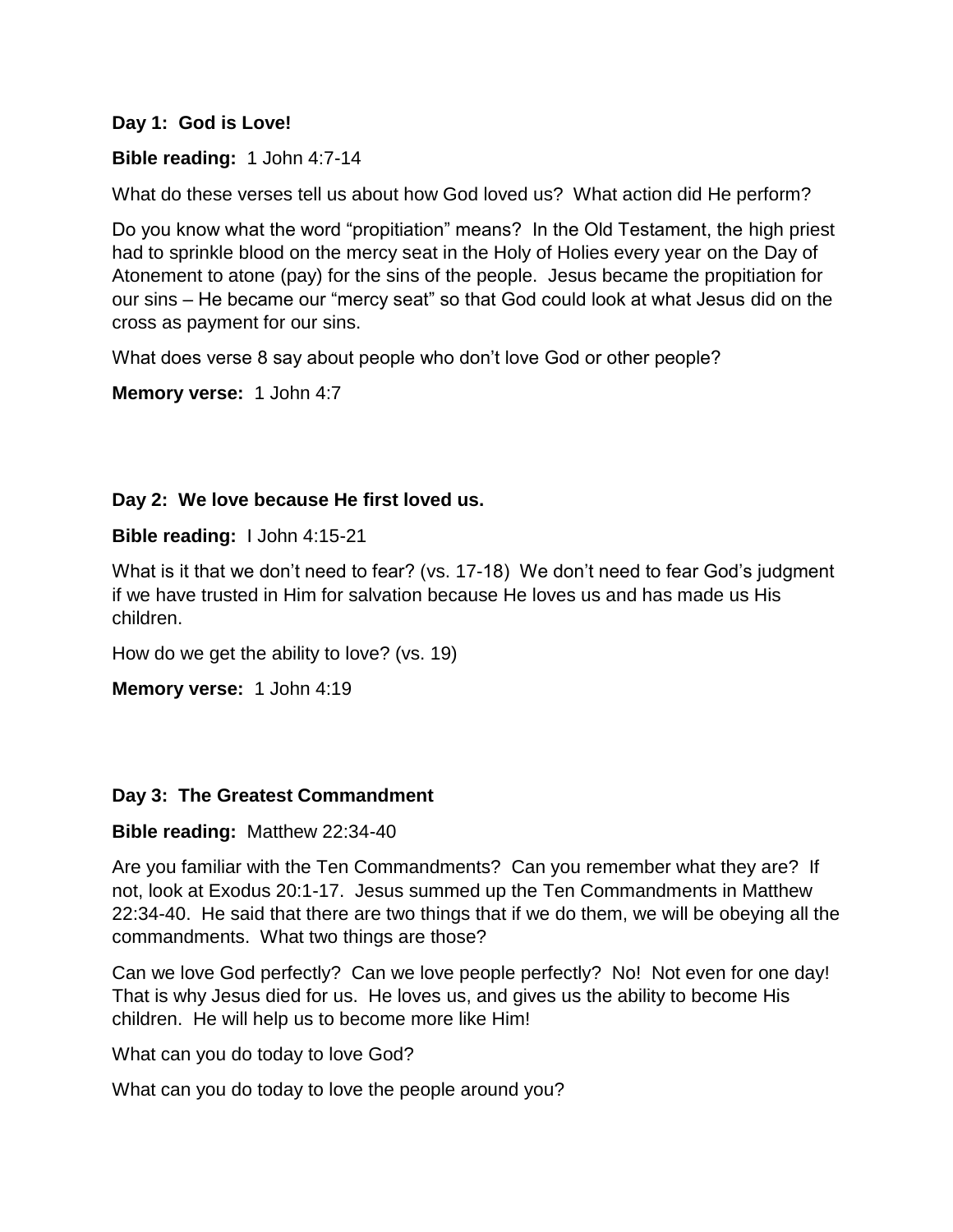**Day 1: God is Love!**

**Bible reading:** 1 John 4:7-14

What do these verses tell us about how God loved us? What action did He perform?

Do you know what the word "propitiation" means? In the Old Testament, the high priest had to sprinkle blood on the mercy seat in the Holy of Holies every year on the Day of Atonement to atone (pay) for the sins of the people. Jesus became the propitiation for our sins – He became our "mercy seat" so that God could look at what Jesus did on the cross as payment for our sins.

What does verse 8 say about people who don't love God or other people?

**Memory verse:** 1 John 4:7

**Day 2: We love because He first loved us.**

**Bible reading:** I John 4:15-21

What is it that we don't need to fear? (vs. 17-18) We don't need to fear God's judgment if we have trusted in Him for salvation because He loves us and has made us His children.

How do we get the ability to love? (vs. 19)

**Memory verse:** 1 John 4:19

**Day 3: The Greatest Commandment**

**Bible reading:** Matthew 22:34-40

Are you familiar with the Ten Commandments? Can you remember what they are? If not, look at Exodus 20:1-17. Jesus summed up the Ten Commandments in Matthew 22:34-40. He said that there are two things that if we do them, we will be obeying all the commandments. What two things are those?

Can we love God perfectly? Can we love people perfectly? No! Not even for one day! That is why Jesus died for us. He loves us, and gives us the ability to become His children. He will help us to become more like Him!

What can you do today to love God?

What can you do today to love the people around you?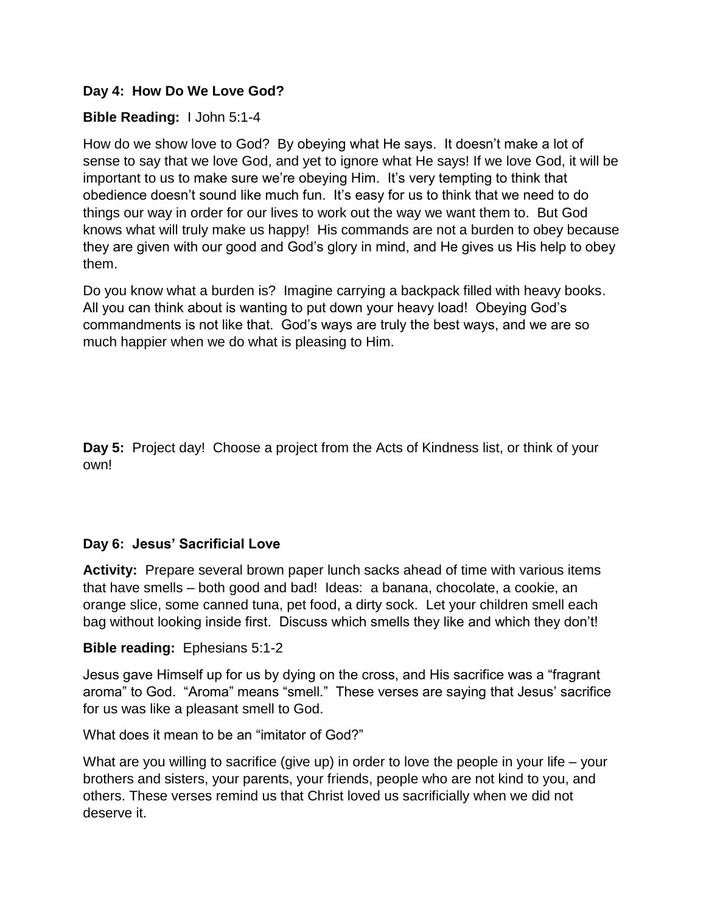**Day 4: How Do We Love God?**

**Bible Reading:** I John 5:1-4

How do we show love to God? By obeying what He says. It doesn't make a lot of sense to say that we love God, and yet to ignore what He says! If we love God, it will be important to us to make sure we're obeying Him. It's very tempting to think that obedience doesn't sound like much fun. It's easy for us to think that we need to do things our way in order for our lives to work out the way we want them to. But God knows what will truly make us happy! His commands are not a burden to obey because they are given with our good and God's glory in mind, and He gives us His help to obey them.

Do you know what a burden is? Imagine carrying a backpack filled with heavy books. All you can think about is wanting to put down your heavy load! Obeying God's commandments is not like that. God's ways are truly the best ways, and we are so much happier when we do what is pleasing to Him.

**Day 5:** Project day! Choose a project from the Acts of Kindness list, or think of your own!

**Day 6: Jesus' Sacrificial Love**

**Activity:** Prepare several brown paper lunch sacks ahead of time with various items that have smells – both good and bad! Ideas: a banana, chocolate, a cookie, an orange slice, some canned tuna, pet food, a dirty sock. Let your children smell each bag without looking inside first. Discuss which smells they like and which they don't!

**Bible reading:** Ephesians 5:1-2

Jesus gave Himself up for us by dying on the cross, and His sacrifice was a "fragrant aroma" to God. "Aroma" means "smell." These verses are saying that Jesus' sacrifice for us was like a pleasant smell to God.

What does it mean to be an "imitator of God?"

What are you willing to sacrifice (give up) in order to love the people in your life – your brothers and sisters, your parents, your friends, people who are not kind to you, and others. These verses remind us that Christ loved us sacrificially when we did not deserve it.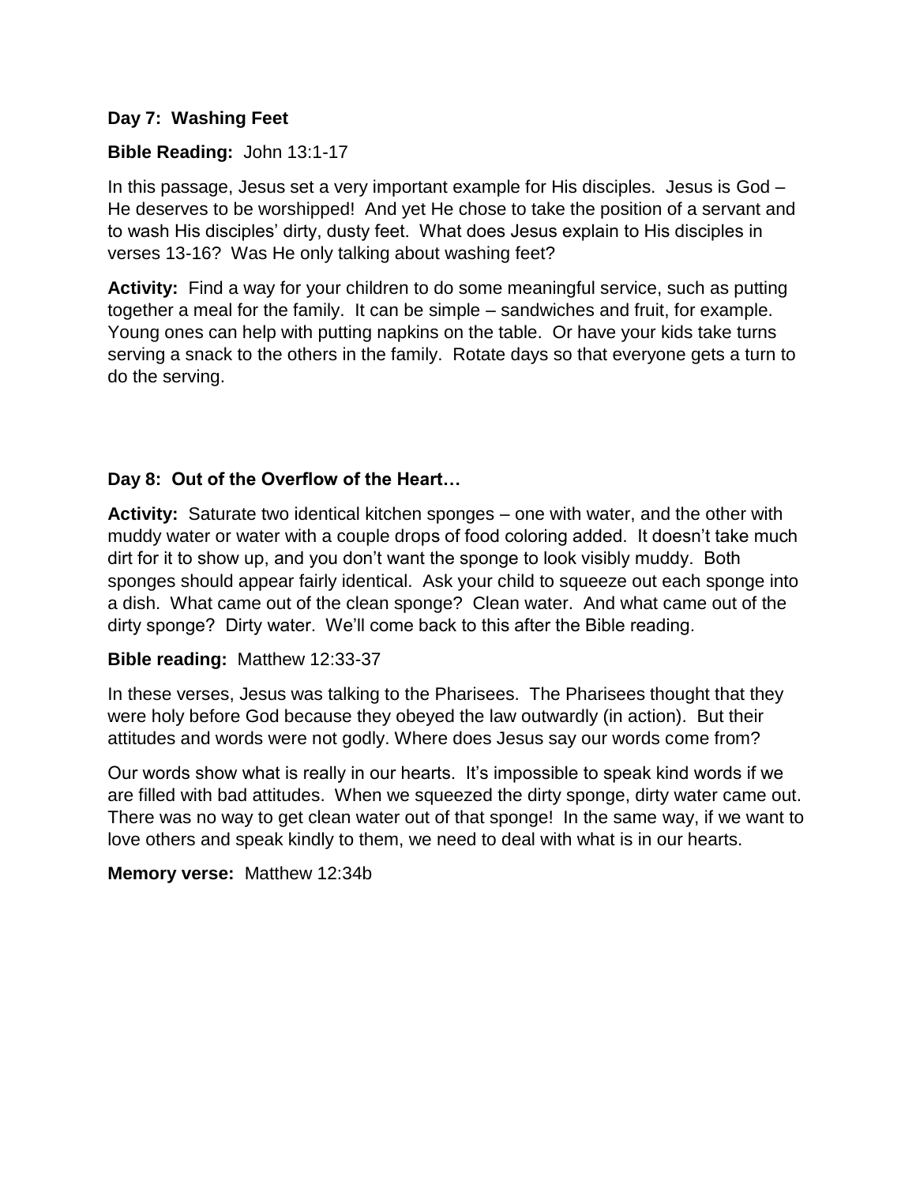**Day 7: Washing Feet**

**Bible Reading:** John 13:1-17

In this passage, Jesus set a very important example for His disciples. Jesus is God – He deserves to be worshipped! And yet He chose to take the position of a servant and to wash His disciples' dirty, dusty feet. What does Jesus explain to His disciples in verses 13-16? Was He only talking about washing feet?

**Activity:** Find a way for your children to do some meaningful service, such as putting together a meal for the family. It can be simple – sandwiches and fruit, for example. Young ones can help with putting napkins on the table. Or have your kids take turns serving a snack to the others in the family. Rotate days so that everyone gets a turn to do the serving.

**Day 8: Out of the Overflow of the Heart…**

**Activity:** Saturate two identical kitchen sponges – one with water, and the other with muddy water or water with a couple drops of food coloring added. It doesn't take much dirt for it to show up, and you don't want the sponge to look visibly muddy. Both sponges should appear fairly identical. Ask your child to squeeze out each sponge into a dish. What came out of the clean sponge? Clean water. And what came out of the dirty sponge? Dirty water. We'll come back to this after the Bible reading.

**Bible reading:** Matthew 12:33-37

In these verses, Jesus was talking to the Pharisees. The Pharisees thought that they were holy before God because they obeyed the law outwardly (in action). But their attitudes and words were not godly. Where does Jesus say our words come from?

Our words show what is really in our hearts. It's impossible to speak kind words if we are filled with bad attitudes. When we squeezed the dirty sponge, dirty water came out. There was no way to get clean water out of that sponge! In the same way, if we want to love others and speak kindly to them, we need to deal with what is in our hearts.

**Memory verse:** Matthew 12:34b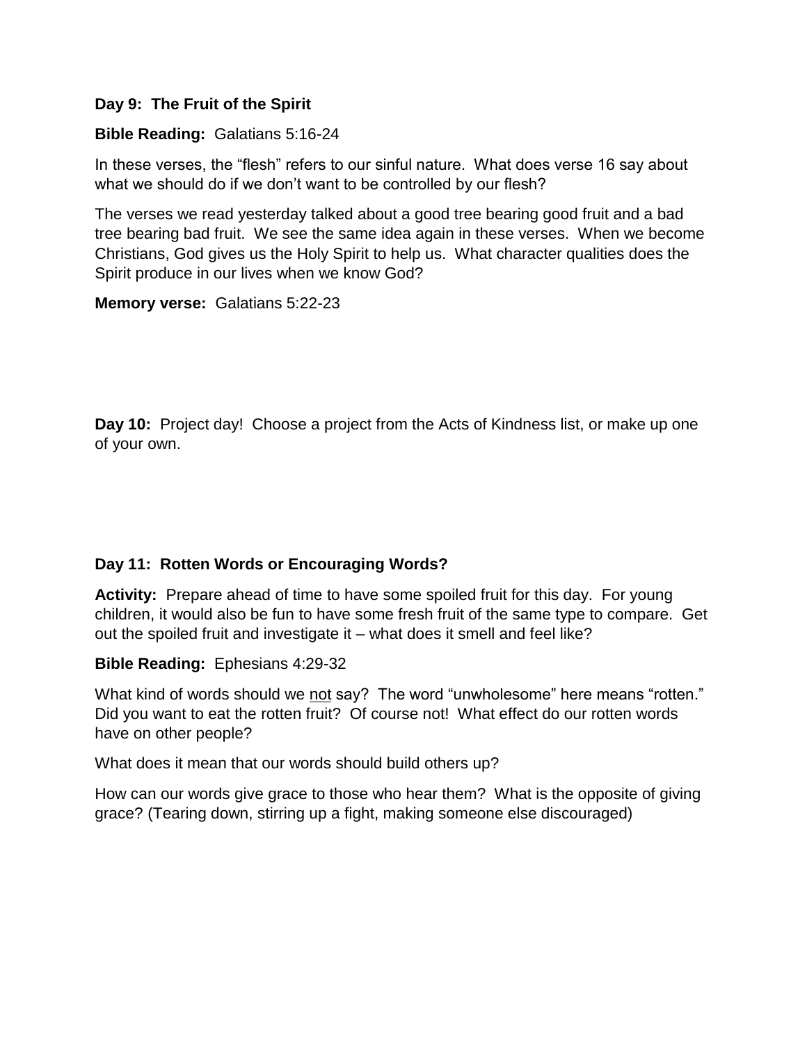**Day 9: The Fruit of the Spirit**

**Bible Reading:** Galatians 5:16-24

In these verses, the "flesh" refers to our sinful nature. What does verse 16 say about what we should do if we don't want to be controlled by our flesh?

The verses we read yesterday talked about a good tree bearing good fruit and a bad tree bearing bad fruit. We see the same idea again in these verses. When we become Christians, God gives us the Holy Spirit to help us. What character qualities does the Spirit produce in our lives when we know God?

**Memory verse:** Galatians 5:22-23

**Day 10:** Project day! Choose a project from the Acts of Kindness list, or make up one of your own.

**Day 11: Rotten Words or Encouraging Words?**

**Activity:** Prepare ahead of time to have some spoiled fruit for this day. For young children, it would also be fun to have some fresh fruit of the same type to compare. Get out the spoiled fruit and investigate it – what does it smell and feel like?

**Bible Reading:** Ephesians 4:29-32

What kind of words should we <u>not</u> say? The word "unwholesome" here means "rotten." Did you want to eat the rotten fruit? Of course not! What effect do our rotten words have on other people?

What does it mean that our words should build others up?

How can our words give grace to those who hear them? What is the opposite of giving grace? (Tearing down, stirring up a fight, making someone else discouraged)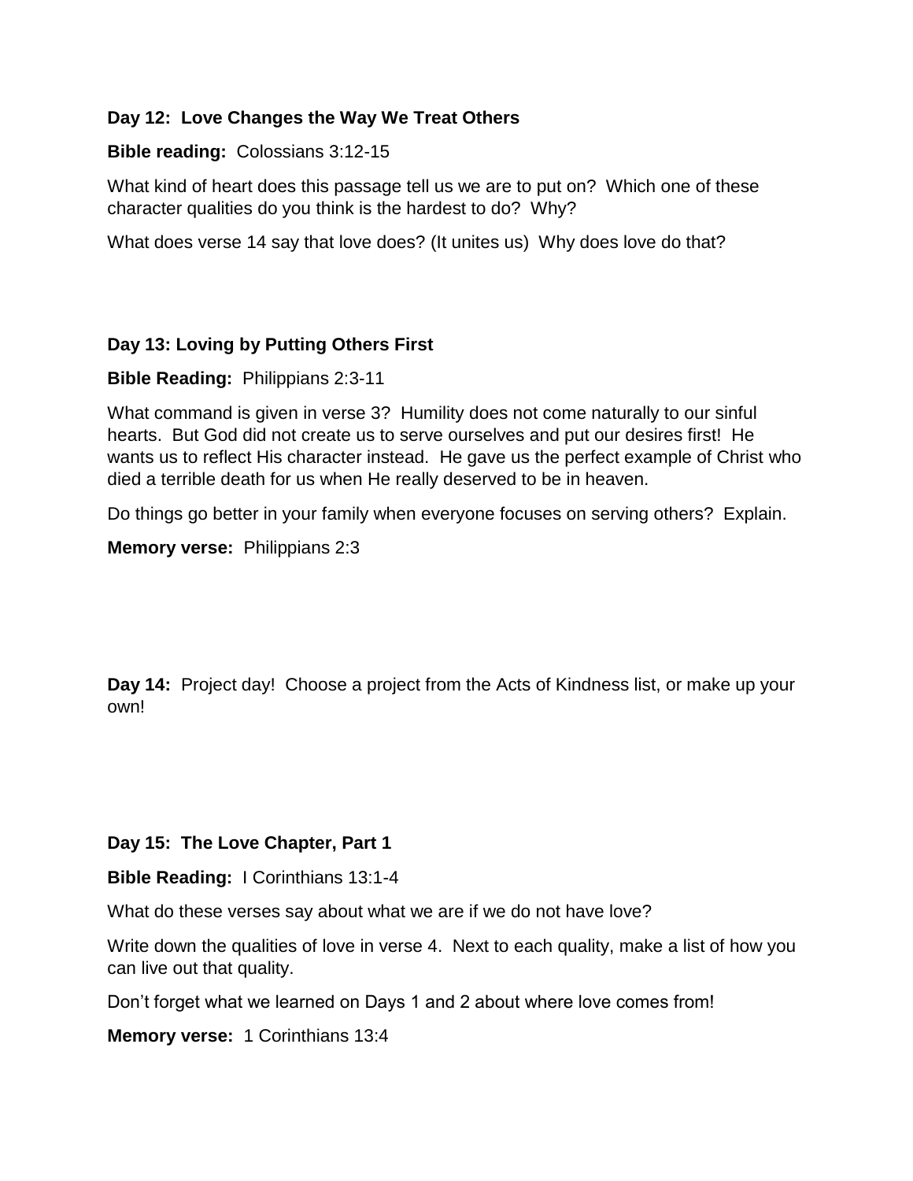**Day 12: Love Changes the Way We Treat Others**

**Bible reading:** Colossians 3:12-15

What kind of heart does this passage tell us we are to put on? Which one of these character qualities do you think is the hardest to do? Why?

What does verse 14 say that love does? (It unites us) Why does love do that?

**Day 13: Loving by Putting Others First**

**Bible Reading:** Philippians 2:3-11

What command is given in verse 3? Humility does not come naturally to our sinful hearts. But God did not create us to serve ourselves and put our desires first! He wants us to reflect His character instead. He gave us the perfect example of Christ who died a terrible death for us when He really deserved to be in heaven.

Do things go better in your family when everyone focuses on serving others? Explain.

**Memory verse:** Philippians 2:3

**Day 14:** Project day! Choose a project from the Acts of Kindness list, or make up your own!

**Day 15: The Love Chapter, Part 1**

**Bible Reading:** I Corinthians 13:1-4

What do these verses say about what we are if we do not have love?

Write down the qualities of love in verse 4. Next to each quality, make a list of how you can live out that quality.

Don't forget what we learned on Days 1 and 2 about where love comes from!

**Memory verse:** 1 Corinthians 13:4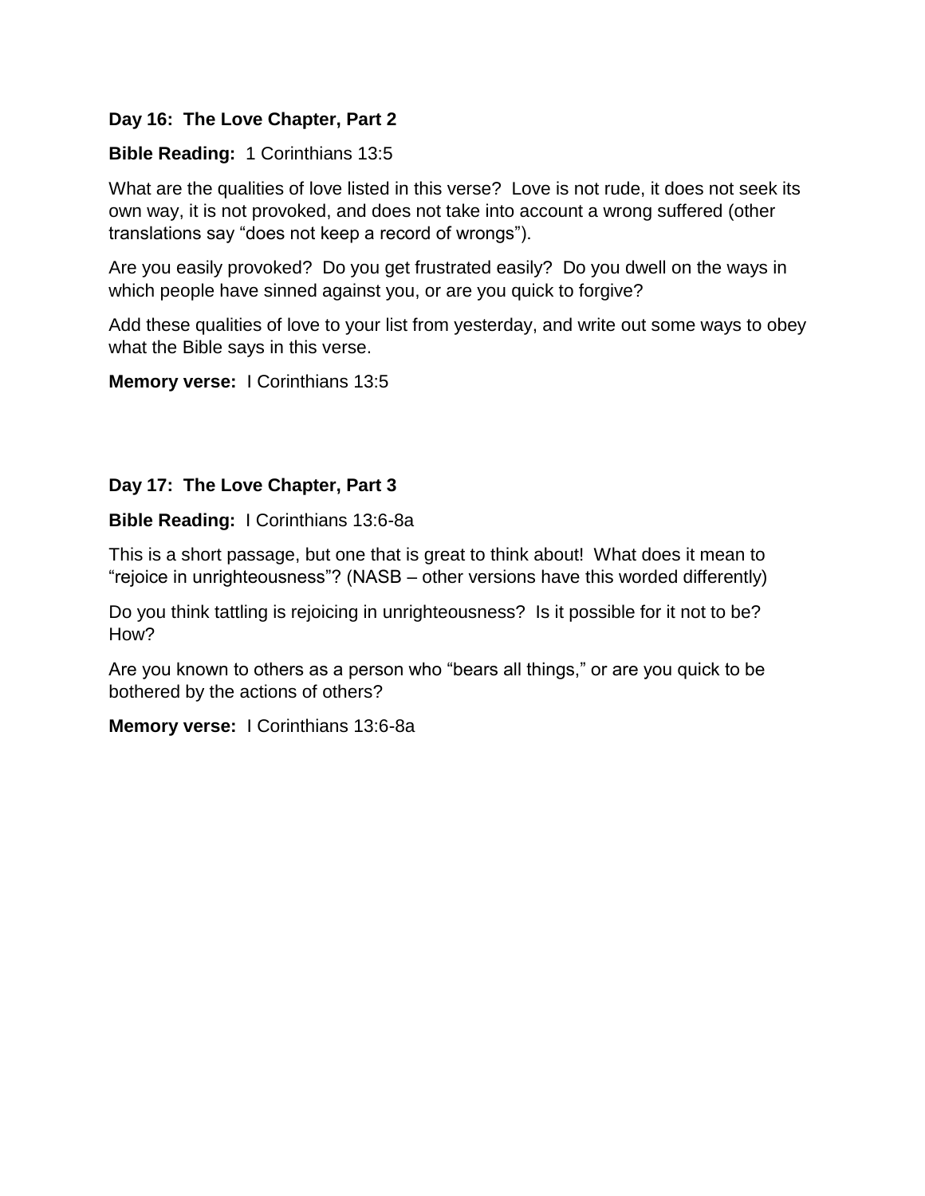**Day 16: The Love Chapter, Part 2**

**Bible Reading:** 1 Corinthians 13:5

What are the qualities of love listed in this verse? Love is not rude, it does not seek its own way, it is not provoked, and does not take into account a wrong suffered (other translations say “does not keep a record of wrongs”).

Are you easily provoked? Do you get frustrated easily? Do you dwell on the ways in which people have sinned against you, or are you quick to forgive?

Add these qualities of love to your list from yesterday, and write out some ways to obey what the Bible says in this verse.

**Memory verse:** I Corinthians 13:5

**Day 17: The Love Chapter, Part 3**

**Bible Reading:** I Corinthians 13:6-8a

This is a short passage, but one that is great to think about! What does it mean to “rejoice in unrighteousness”? (NASB – other versions have this worded differently)

Do you think tattling is rejoicing in unrighteousness? Is it possible for it not to be? How?

Are you known to others as a person who “bears all things,” or are you quick to be bothered by the actions of others?

**Memory verse:** I Corinthians 13:6-8a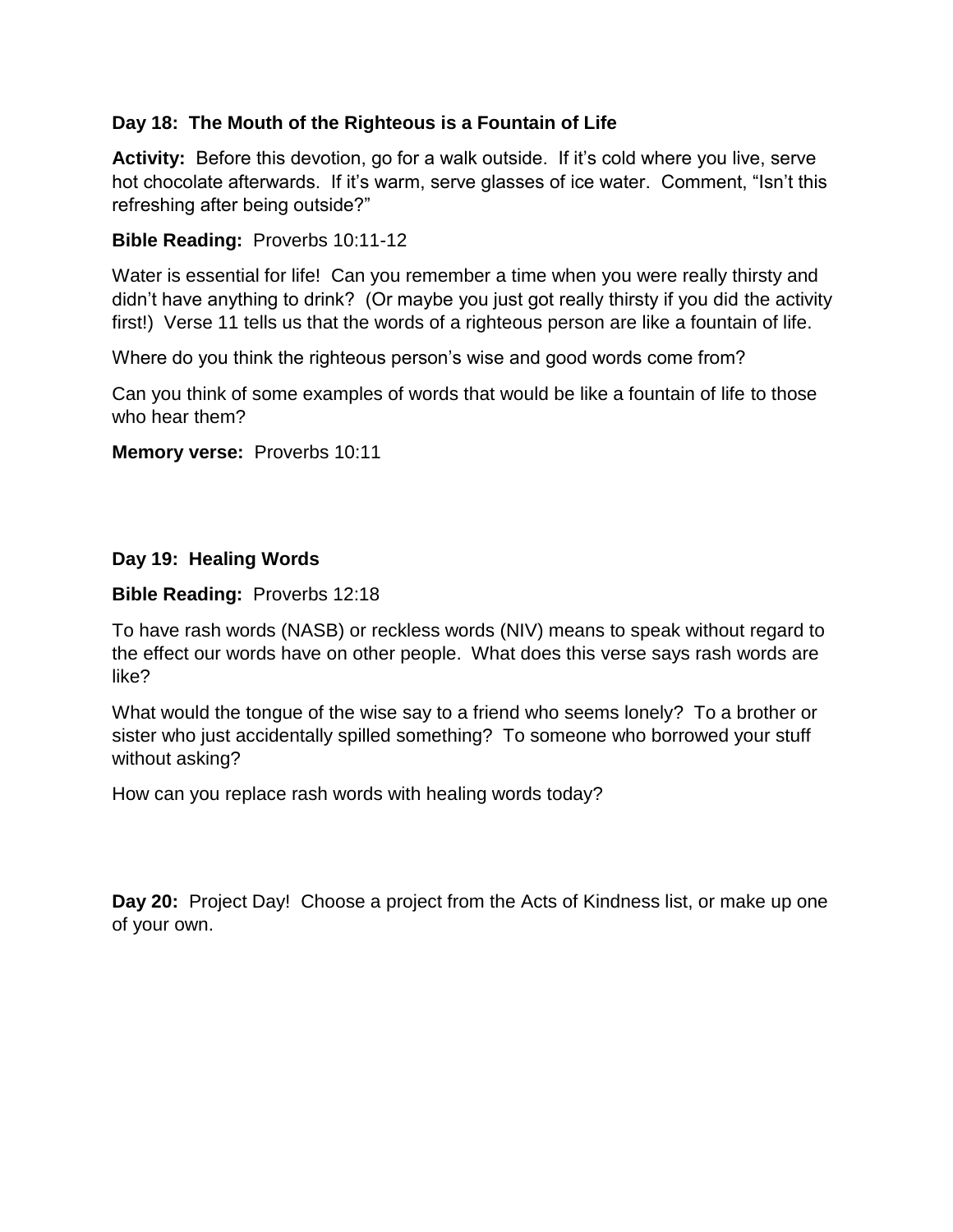### Day 18: The Mouth of the Righteous is a Fountain of Life

**Activity:** Before this devotion, go for a walk outside. If it's cold where you live, serve hot chocolate afterwards. If it's warm, serve glasses of ice water. Comment, "Isn't this refreshing after being outside?"

**Bible Reading:** Proverbs 10:11-12

Water is essential for life! Can you remember a time when you were really thirsty and didn't have anything to drink? (Or maybe you just got really thirsty if you did the activity first!) Verse 11 tells us that the words of a righteous person are like a fountain of life.

Where do you think the righteous person's wise and good words come from?

Can you think of some examples of words that would be like a fountain of life to those who hear them?

**Memory verse:** Proverbs 10:11

### Day 19: Healing Words

**Bible Reading:** Proverbs 12:18

To have rash words (NASB) or reckless words (NIV) means to speak without regard to the effect our words have on other people. What does this verse says rash words are like?

What would the tongue of the wise say to a friend who seems lonely? To a brother or sister who just accidentally spilled something? To someone who borrowed your stuff without asking?

How can you replace rash words with healing words today?

**Day 20:** Project Day! Choose a project from the Acts of Kindness list, or make up one of your own.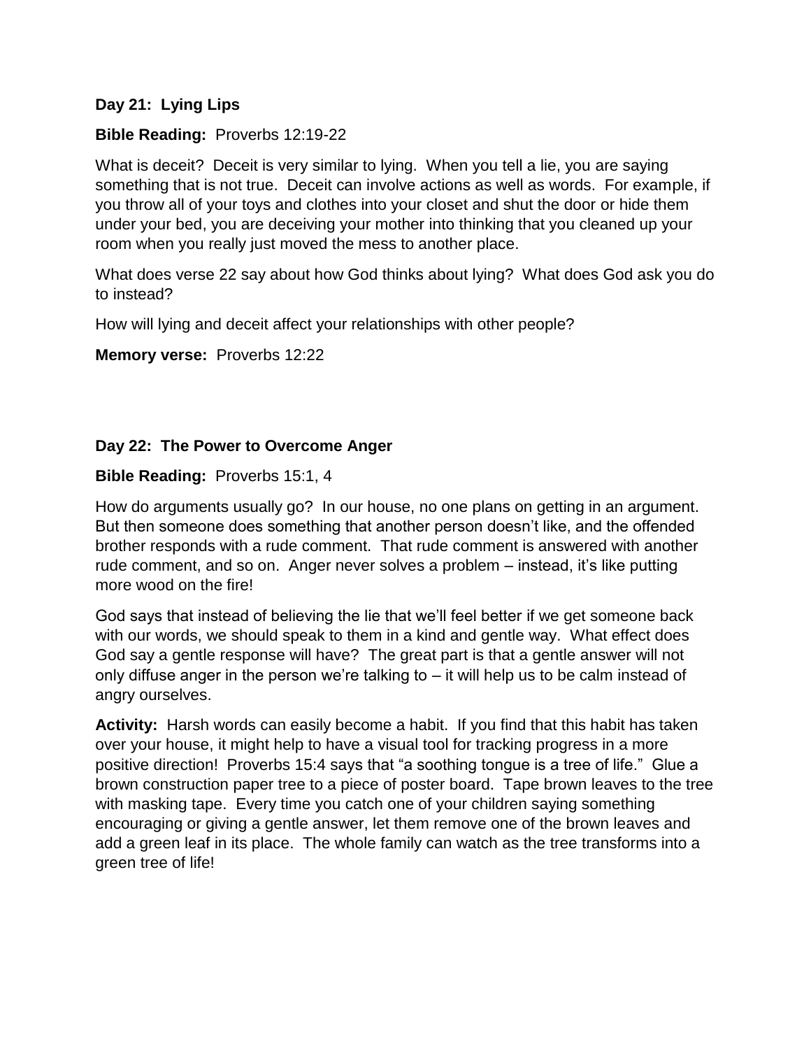**Day 21: Lying Lips**

**Bible Reading:** Proverbs 12:19-22

What is deceit? Deceit is very similar to lying. When you tell a lie, you are saying something that is not true. Deceit can involve actions as well as words. For example, if you throw all of your toys and clothes into your closet and shut the door or hide them under your bed, you are deceiving your mother into thinking that you cleaned up your room when you really just moved the mess to another place.

What does verse 22 say about how God thinks about lying? What does God ask you do to instead?

How will lying and deceit affect your relationships with other people?

**Memory verse:** Proverbs 12:22

**Day 22: The Power to Overcome Anger**

**Bible Reading:** Proverbs 15:1, 4

How do arguments usually go? In our house, no one plans on getting in an argument. But then someone does something that another person doesn't like, and the offended brother responds with a rude comment. That rude comment is answered with another rude comment, and so on. Anger never solves a problem – instead, it's like putting more wood on the fire!

God says that instead of believing the lie that we'll feel better if we get someone back with our words, we should speak to them in a kind and gentle way. What effect does God say a gentle response will have? The great part is that a gentle answer will not only diffuse anger in the person we're talking to – it will help us to be calm instead of angry ourselves.

**Activity:** Harsh words can easily become a habit. If you find that this habit has taken over your house, it might help to have a visual tool for tracking progress in a more positive direction! Proverbs 15:4 says that "a soothing tongue is a tree of life." Glue a brown construction paper tree to a piece of poster board. Tape brown leaves to the tree with masking tape. Every time you catch one of your children saying something encouraging or giving a gentle answer, let them remove one of the brown leaves and add a green leaf in its place. The whole family can watch as the tree transforms into a green tree of life!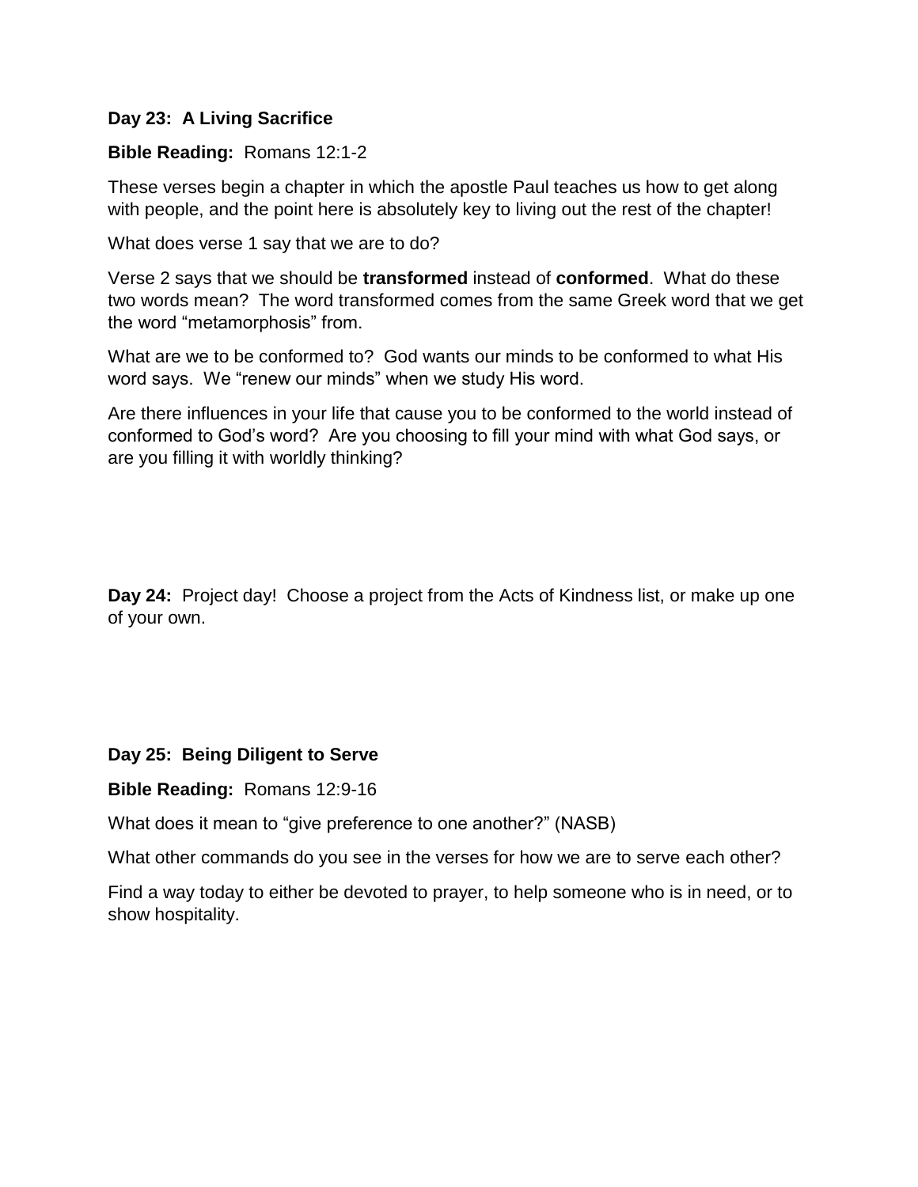**Day 23: A Living Sacrifice**

**Bible Reading:** Romans 12:1-2

These verses begin a chapter in which the apostle Paul teaches us how to get along with people, and the point here is absolutely key to living out the rest of the chapter!

What does verse 1 say that we are to do?

Verse 2 says that we should be **transformed** instead of **conformed**. What do these two words mean? The word transformed comes from the same Greek word that we get the word "metamorphosis" from.

What are we to be conformed to? God wants our minds to be conformed to what His word says. We "renew our minds" when we study His word.

Are there influences in your life that cause you to be conformed to the world instead of conformed to God's word? Are you choosing to fill your mind with what God says, or are you filling it with worldly thinking?

**Day 24:** Project day! Choose a project from the Acts of Kindness list, or make up one of your own.

**Day 25: Being Diligent to Serve**

**Bible Reading:** Romans 12:9-16

What does it mean to "give preference to one another?" (NASB)

What other commands do you see in the verses for how we are to serve each other?

Find a way today to either be devoted to prayer, to help someone who is in need, or to show hospitality.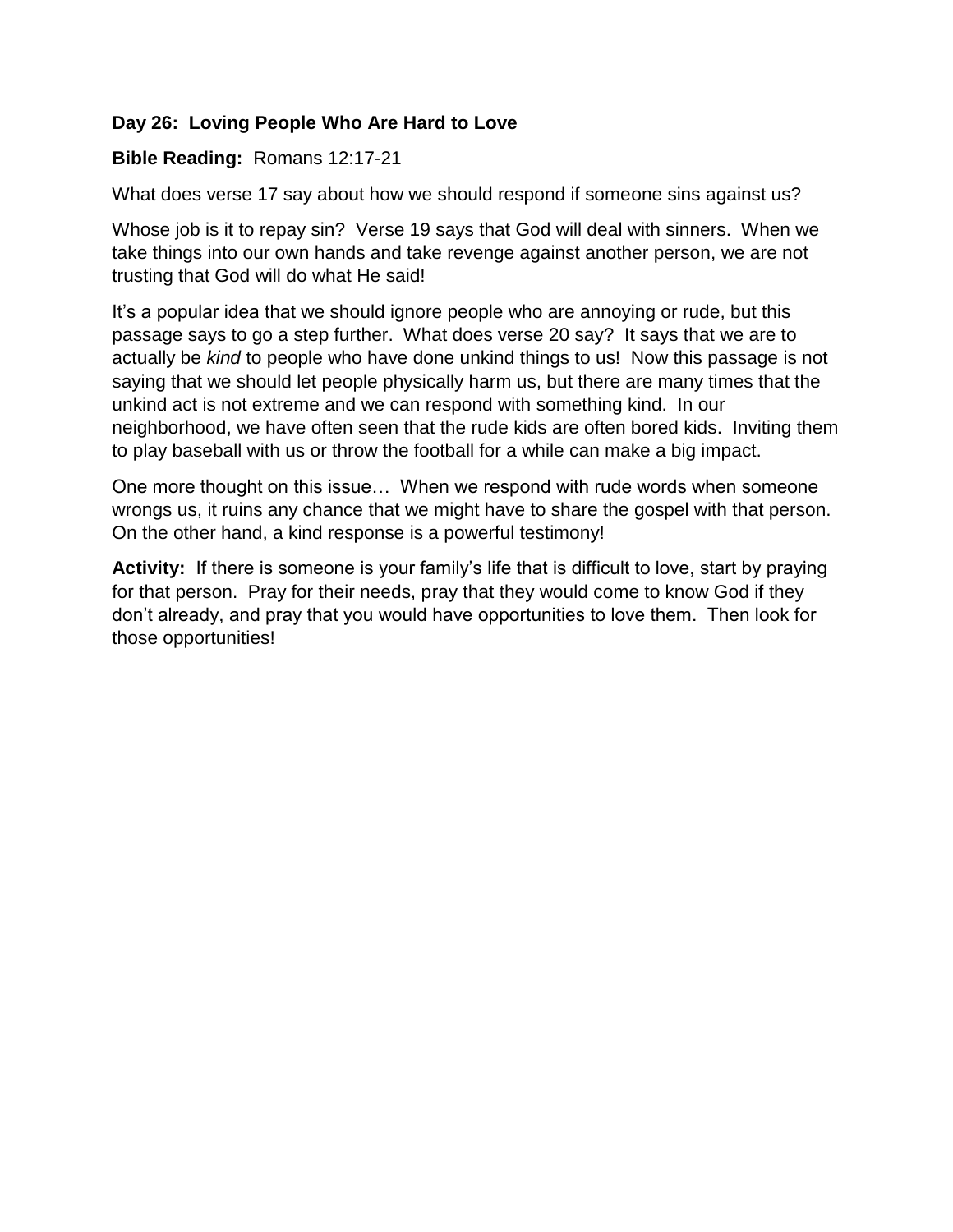**Day 26: Loving People Who Are Hard to Love**

**Bible Reading:** Romans 12:17-21

What does verse 17 say about how we should respond if someone sins against us?

Whose job is it to repay sin? Verse 19 says that God will deal with sinners. When we take things into our own hands and take revenge against another person, we are not trusting that God will do what He said!

It's a popular idea that we should ignore people who are annoying or rude, but this passage says to go a step further. What does verse 20 say? It says that we are to actually be *kind* to people who have done unkind things to us! Now this passage is not saying that we should let people physically harm us, but there are many times that the unkind act is not extreme and we can respond with something kind. In our neighborhood, we have often seen that the rude kids are often bored kids. Inviting them to play baseball with us or throw the football for a while can make a big impact.

One more thought on this issue… When we respond with rude words when someone wrongs us, it ruins any chance that we might have to share the gospel with that person. On the other hand, a kind response is a powerful testimony!

**Activity:** If there is someone is your family's life that is difficult to love, start by praying for that person. Pray for their needs, pray that they would come to know God if they don't already, and pray that you would have opportunities to love them. Then look for those opportunities!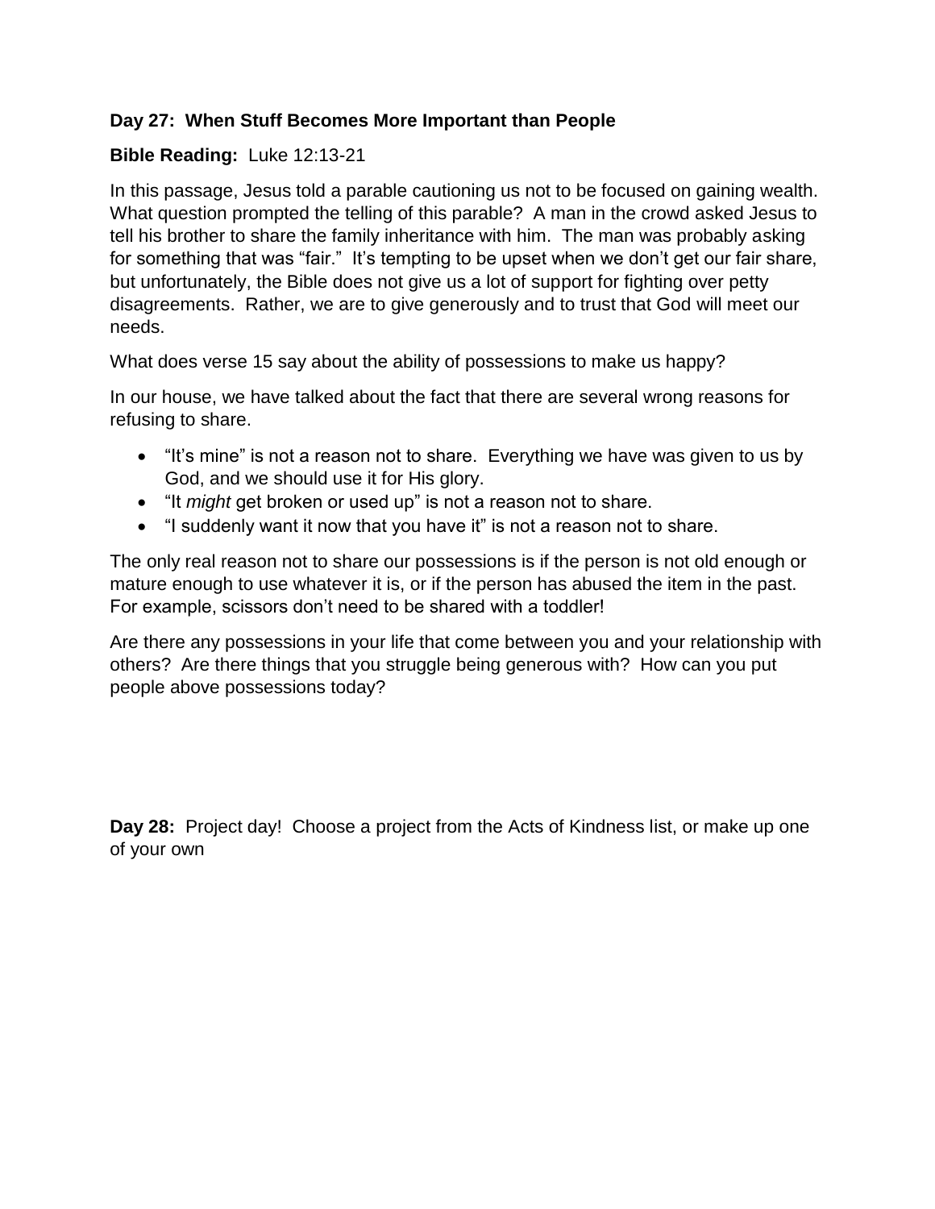**Day 27: When Stuff Becomes More Important than People**

**Bible Reading:** Luke 12:13-21

In this passage, Jesus told a parable cautioning us not to be focused on gaining wealth. What question prompted the telling of this parable? A man in the crowd asked Jesus to tell his brother to share the family inheritance with him. The man was probably asking for something that was "fair." It's tempting to be upset when we don't get our fair share, but unfortunately, the Bible does not give us a lot of support for fighting over petty disagreements. Rather, we are to give generously and to trust that God will meet our needs.

What does verse 15 say about the ability of possessions to make us happy?

In our house, we have talked about the fact that there are several wrong reasons for refusing to share.

- "It's mine" is not a reason not to share. Everything we have was given to us by God, and we should use it for His glory.
- "It *might* get broken or used up" is not a reason not to share.
- "I suddenly want it now that you have it" is not a reason not to share.

The only real reason not to share our possessions is if the person is not old enough or mature enough to use whatever it is, or if the person has abused the item in the past. For example, scissors don't need to be shared with a toddler!

Are there any possessions in your life that come between you and your relationship with others? Are there things that you struggle being generous with? How can you put people above possessions today?

**Day 28:** Project day! Choose a project from the Acts of Kindness list, or make up one of your own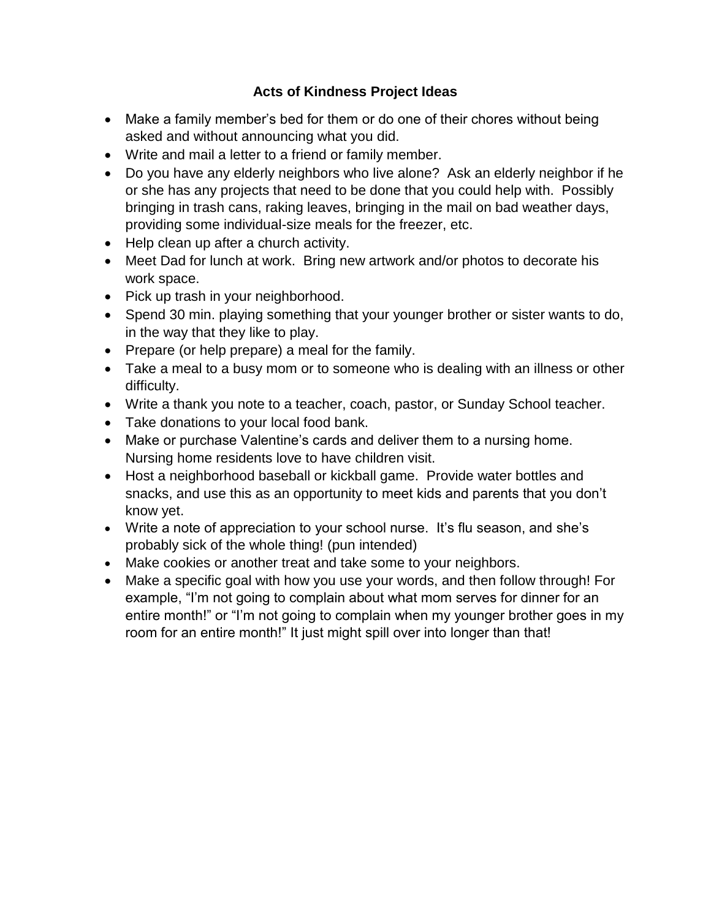### Acts of Kindness Project Ideas

- Make a family member's bed for them or do one of their chores without being asked and without announcing what you did.
- Write and mail a letter to a friend or family member.
- Do you have any elderly neighbors who live alone? Ask an elderly neighbor if he or she has any projects that need to be done that you could help with. Possibly bringing in trash cans, raking leaves, bringing in the mail on bad weather days, providing some individual-size meals for the freezer, etc.
- Help clean up after a church activity.
- Meet Dad for lunch at work. Bring new artwork and/or photos to decorate his work space.
- Pick up trash in your neighborhood.
- Spend 30 min. playing something that your younger brother or sister wants to do, in the way that they like to play.
- Prepare (or help prepare) a meal for the family.
- Take a meal to a busy mom or to someone who is dealing with an illness or other difficulty.
- Write a thank you note to a teacher, coach, pastor, or Sunday School teacher.
- Take donations to your local food bank.
- Make or purchase Valentine's cards and deliver them to a nursing home. Nursing home residents love to have children visit.
- Host a neighborhood baseball or kickball game. Provide water bottles and snacks, and use this as an opportunity to meet kids and parents that you don't know yet.
- Write a note of appreciation to your school nurse. It's flu season, and she's probably sick of the whole thing! (pun intended)
- Make cookies or another treat and take some to your neighbors.
- Make a specific goal with how you use your words, and then follow through! For example, "I'm not going to complain about what mom serves for dinner for an entire month!" or "I'm not going to complain when my younger brother goes in my room for an entire month!" It just might spill over into longer than that!